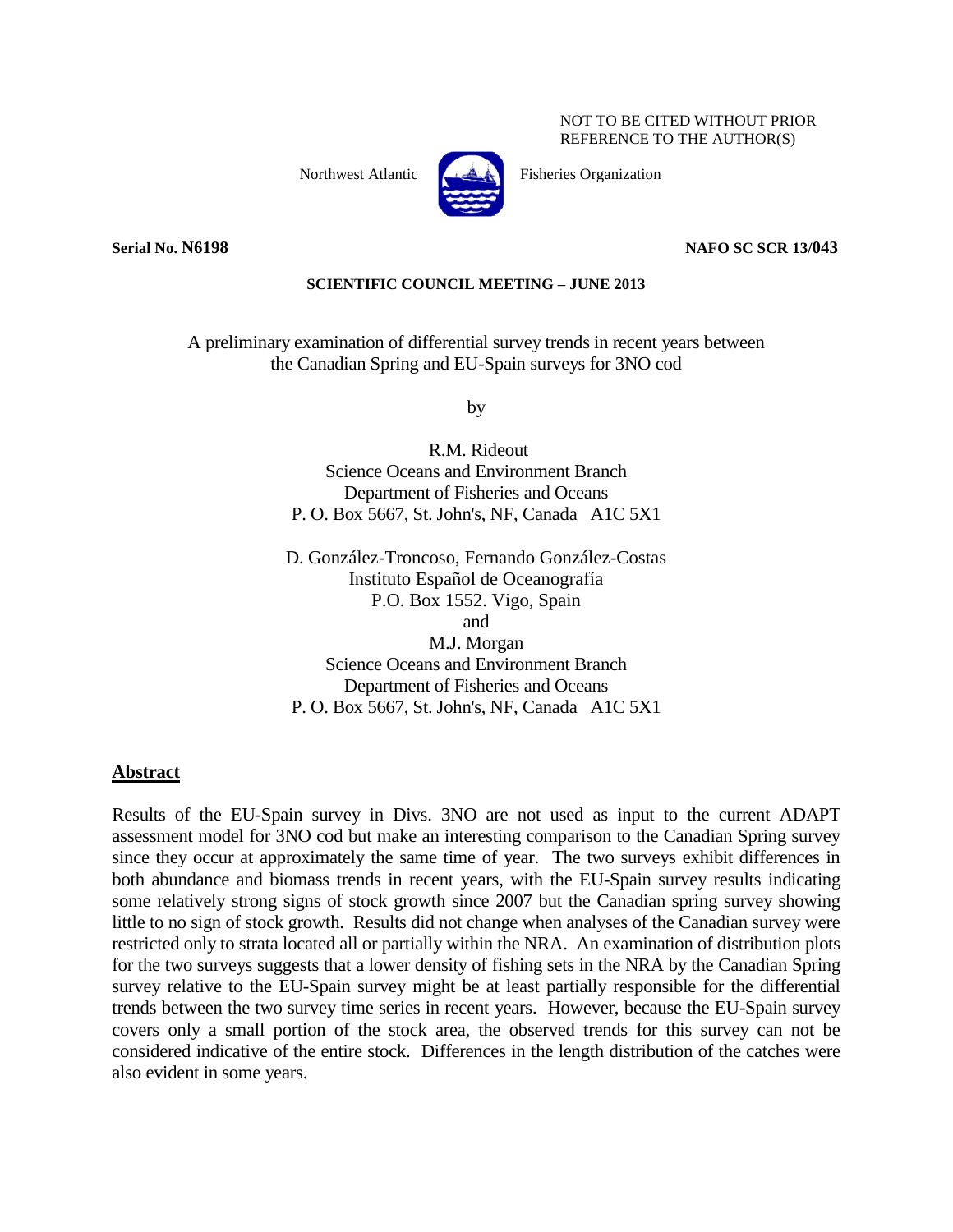NOT TO BE CITED WITHOUT PRIOR REFERENCE TO THE AUTHOR(S)

Northwest Atlantic Fisheries Organization

**Serial No. N6198** **NAFO SC SCR 13/043**

**SCIENTIFIC COUNCIL MEETING – JUNE 2013**

# A preliminary examination of differential survey trends in recent years between the Canadian Spring and EU-Spain surveys for 3NO cod

by

R.M. Rideout
Science Oceans and Environment Branch
Department of Fisheries and Oceans
P. O. Box 5667, St. John's, NF, Canada A1C 5X1

D. González-Troncoso, Fernando González-Costas
Instituto Español de Oceanografía
P.O. Box 1552. Vigo, Spain
and
M.J. Morgan
Science Oceans and Environment Branch
Department of Fisheries and Oceans
P. O. Box 5667, St. John's, NF, Canada A1C 5X1

## Abstract

Results of the EU-Spain survey in Divs. 3NO are not used as input to the current ADAPT assessment model for 3NO cod but make an interesting comparison to the Canadian Spring survey since they occur at approximately the same time of year. The two surveys exhibit differences in both abundance and biomass trends in recent years, with the EU-Spain survey results indicating some relatively strong signs of stock growth since 2007 but the Canadian spring survey showing little to no sign of stock growth. Results did not change when analyses of the Canadian survey were restricted only to strata located all or partially within the NRA. An examination of distribution plots for the two surveys suggests that a lower density of fishing sets in the NRA by the Canadian Spring survey relative to the EU-Spain survey might be at least partially responsible for the differential trends between the two survey time series in recent years. However, because the EU-Spain survey covers only a small portion of the stock area, the observed trends for this survey can not be considered indicative of the entire stock. Differences in the length distribution of the catches were also evident in some years.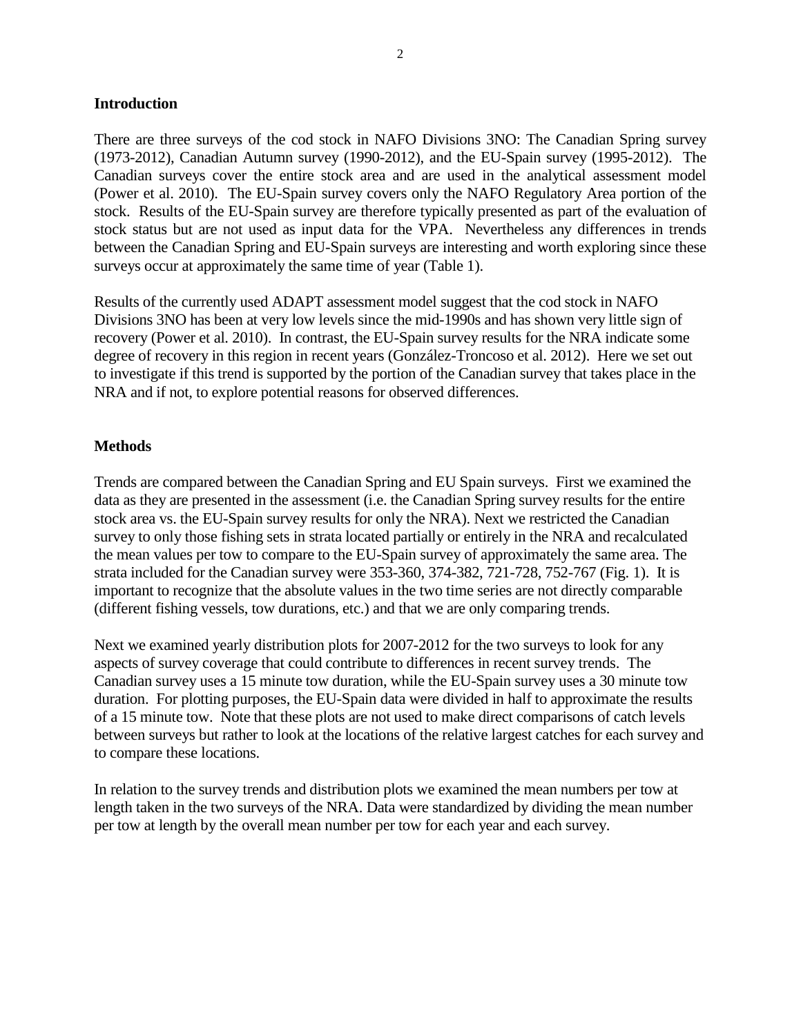## Introduction

There are three surveys of the cod stock in NAFO Divisions 3NO: The Canadian Spring survey (1973-2012), Canadian Autumn survey (1990-2012), and the EU-Spain survey (1995-2012). The Canadian surveys cover the entire stock area and are used in the analytical assessment model (Power et al. 2010). The EU-Spain survey covers only the NAFO Regulatory Area portion of the stock. Results of the EU-Spain survey are therefore typically presented as part of the evaluation of stock status but are not used as input data for the VPA. Nevertheless any differences in trends between the Canadian Spring and EU-Spain surveys are interesting and worth exploring since these surveys occur at approximately the same time of year (Table 1).

Results of the currently used ADAPT assessment model suggest that the cod stock in NAFO Divisions 3NO has been at very low levels since the mid-1990s and has shown very little sign of recovery (Power et al. 2010). In contrast, the EU-Spain survey results for the NRA indicate some degree of recovery in this region in recent years (González-Troncoso et al. 2012). Here we set out to investigate if this trend is supported by the portion of the Canadian survey that takes place in the NRA and if not, to explore potential reasons for observed differences.

## Methods

Trends are compared between the Canadian Spring and EU Spain surveys. First we examined the data as they are presented in the assessment (i.e. the Canadian Spring survey results for the entire stock area vs. the EU-Spain survey results for only the NRA). Next we restricted the Canadian survey to only those fishing sets in strata located partially or entirely in the NRA and recalculated the mean values per tow to compare to the EU-Spain survey of approximately the same area. The strata included for the Canadian survey were 353-360, 374-382, 721-728, 752-767 (Fig. 1). It is important to recognize that the absolute values in the two time series are not directly comparable (different fishing vessels, tow durations, etc.) and that we are only comparing trends.

Next we examined yearly distribution plots for 2007-2012 for the two surveys to look for any aspects of survey coverage that could contribute to differences in recent survey trends. The Canadian survey uses a 15 minute tow duration, while the EU-Spain survey uses a 30 minute tow duration. For plotting purposes, the EU-Spain data were divided in half to approximate the results of a 15 minute tow. Note that these plots are not used to make direct comparisons of catch levels between surveys but rather to look at the locations of the relative largest catches for each survey and to compare these locations.

In relation to the survey trends and distribution plots we examined the mean numbers per tow at length taken in the two surveys of the NRA. Data were standardized by dividing the mean number per tow at length by the overall mean number per tow for each year and each survey.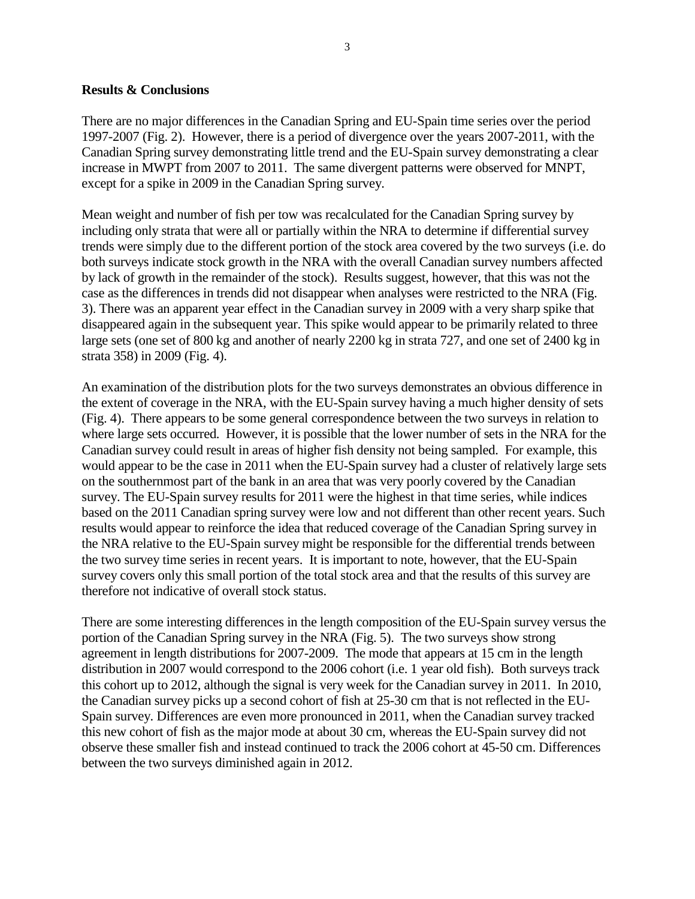**Results & Conclusions**

There are no major differences in the Canadian Spring and EU-Spain time series over the period 1997-2007 (Fig. 2). However, there is a period of divergence over the years 2007-2011, with the Canadian Spring survey demonstrating little trend and the EU-Spain survey demonstrating a clear increase in MWPT from 2007 to 2011. The same divergent patterns were observed for MNPT, except for a spike in 2009 in the Canadian Spring survey.

Mean weight and number of fish per tow was recalculated for the Canadian Spring survey by including only strata that were all or partially within the NRA to determine if differential survey trends were simply due to the different portion of the stock area covered by the two surveys (i.e. do both surveys indicate stock growth in the NRA with the overall Canadian survey numbers affected by lack of growth in the remainder of the stock). Results suggest, however, that this was not the case as the differences in trends did not disappear when analyses were restricted to the NRA (Fig. 3). There was an apparent year effect in the Canadian survey in 2009 with a very sharp spike that disappeared again in the subsequent year. This spike would appear to be primarily related to three large sets (one set of 800 kg and another of nearly 2200 kg in strata 727, and one set of 2400 kg in strata 358) in 2009 (Fig. 4).

An examination of the distribution plots for the two surveys demonstrates an obvious difference in the extent of coverage in the NRA, with the EU-Spain survey having a much higher density of sets (Fig. 4). There appears to be some general correspondence between the two surveys in relation to where large sets occurred. However, it is possible that the lower number of sets in the NRA for the Canadian survey could result in areas of higher fish density not being sampled. For example, this would appear to be the case in 2011 when the EU-Spain survey had a cluster of relatively large sets on the southernmost part of the bank in an area that was very poorly covered by the Canadian survey. The EU-Spain survey results for 2011 were the highest in that time series, while indices based on the 2011 Canadian spring survey were low and not different than other recent years. Such results would appear to reinforce the idea that reduced coverage of the Canadian Spring survey in the NRA relative to the EU-Spain survey might be responsible for the differential trends between the two survey time series in recent years. It is important to note, however, that the EU-Spain survey covers only this small portion of the total stock area and that the results of this survey are therefore not indicative of overall stock status.

There are some interesting differences in the length composition of the EU-Spain survey versus the portion of the Canadian Spring survey in the NRA (Fig. 5). The two surveys show strong agreement in length distributions for 2007-2009. The mode that appears at 15 cm in the length distribution in 2007 would correspond to the 2006 cohort (i.e. 1 year old fish). Both surveys track this cohort up to 2012, although the signal is very week for the Canadian survey in 2011. In 2010, the Canadian survey picks up a second cohort of fish at 25-30 cm that is not reflected in the EU-Spain survey. Differences are even more pronounced in 2011, when the Canadian survey tracked this new cohort of fish as the major mode at about 30 cm, whereas the EU-Spain survey did not observe these smaller fish and instead continued to track the 2006 cohort at 45-50 cm. Differences between the two surveys diminished again in 2012.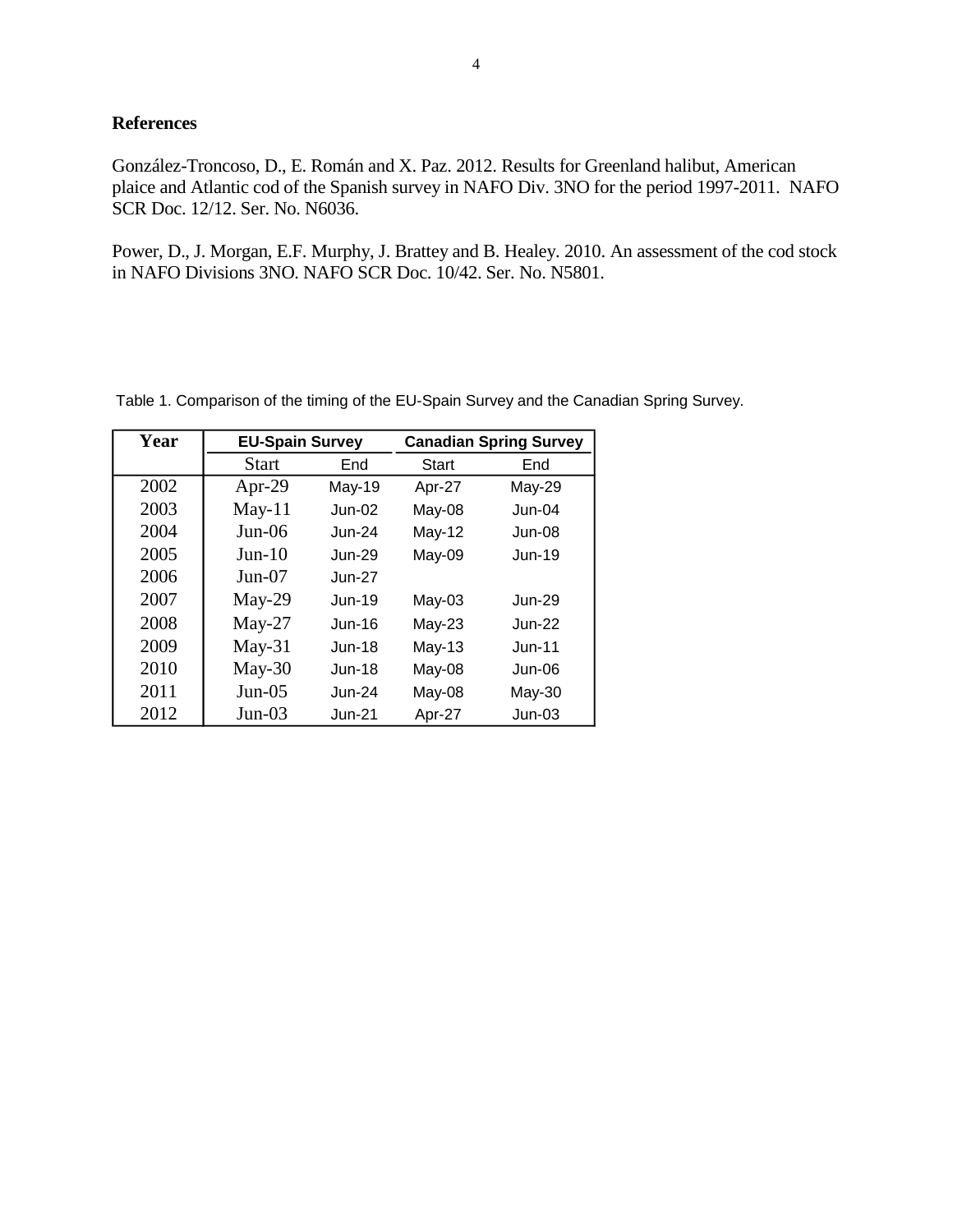## References

González-Troncoso, D., E. Román and X. Paz. 2012. Results for Greenland halibut, American plaice and Atlantic cod of the Spanish survey in NAFO Div. 3NO for the period 1997-2011. NAFO SCR Doc. 12/12. Ser. No. N6036.

Power, D., J. Morgan, E.F. Murphy, J. Brattey and B. Healey. 2010. An assessment of the cod stock in NAFO Divisions 3NO. NAFO SCR Doc. 10/42. Ser. No. N5801.

Table 1. Comparison of the timing of the EU-Spain Survey and the Canadian Spring Survey.

| Year | EU-Spain Survey | | Canadian Spring Survey | |
|---|---|---|---|---|
| | Start | End | Start | End |
| 2002 | Apr-29 | May-19 | Apr-27 | May-29 |
| 2003 | May-11 | Jun-02 | May-08 | Jun-04 |
| 2004 | Jun-06 | Jun-24 | May-12 | Jun-08 |
| 2005 | Jun-10 | Jun-29 | May-09 | Jun-19 |
| 2006 | Jun-07 | Jun-27 | | |
| 2007 | May-29 | Jun-19 | May-03 | Jun-29 |
| 2008 | May-27 | Jun-16 | May-23 | Jun-22 |
| 2009 | May-31 | Jun-18 | May-13 | Jun-11 |
| 2010 | May-30 | Jun-18 | May-08 | Jun-06 |
| 2011 | Jun-05 | Jun-24 | May-08 | May-30 |
| 2012 | Jun-03 | Jun-21 | Apr-27 | Jun-03 |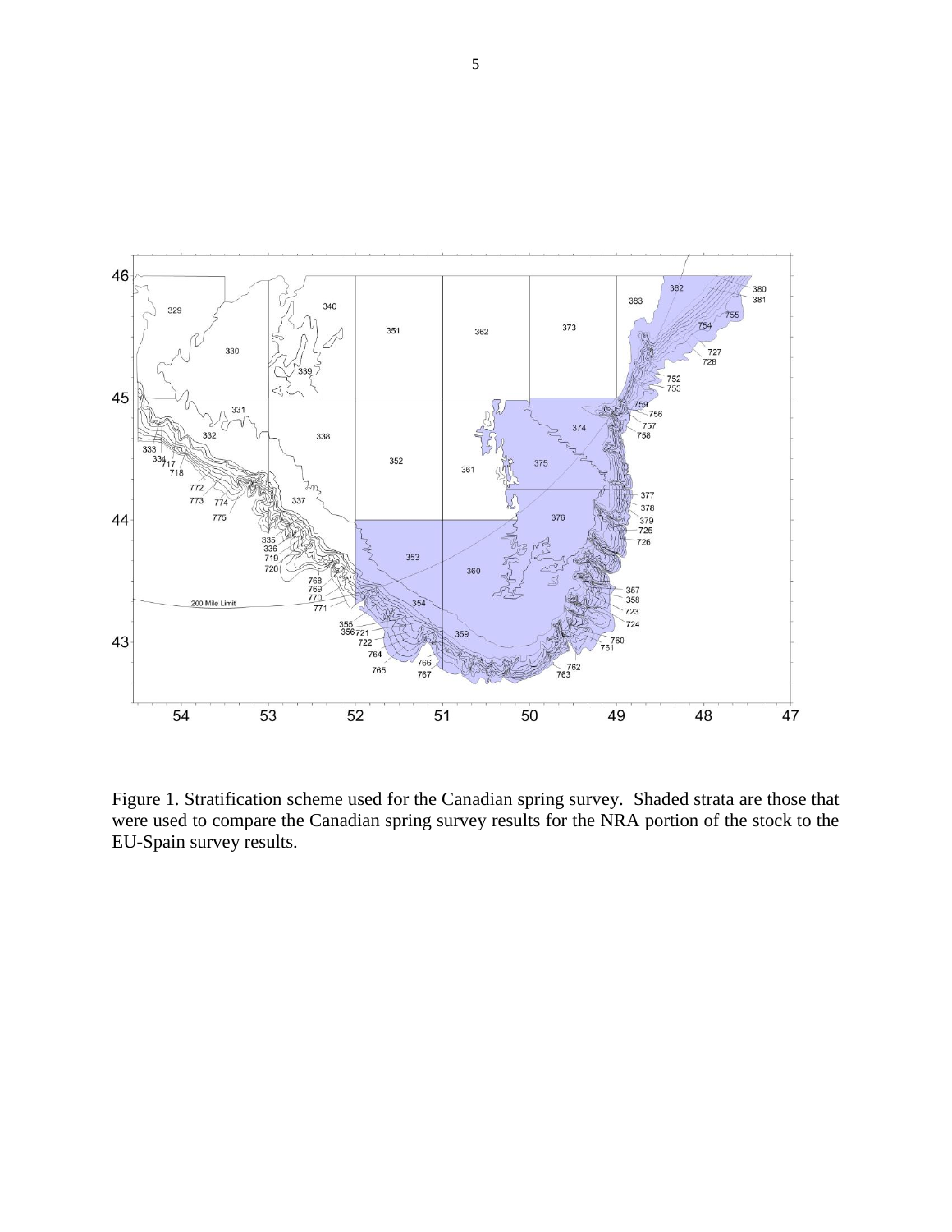Figure 1. Stratification scheme used for the Canadian spring survey. Shaded strata are those that were used to compare the Canadian spring survey results for the NRA portion of the stock to the EU-Spain survey results.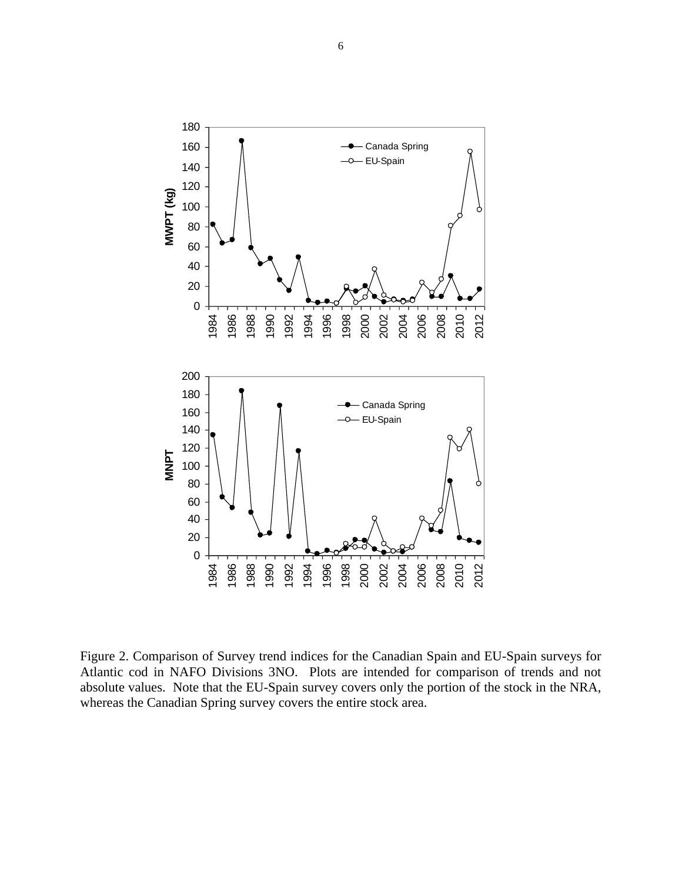Figure 2. Comparison of Survey trend indices for the Canadian Spain and EU-Spain surveys for Atlantic cod in NAFO Divisions 3NO. Plots are intended for comparison of trends and not absolute values. Note that the EU-Spain survey covers only the portion of the stock in the NRA, whereas the Canadian Spring survey covers the entire stock area.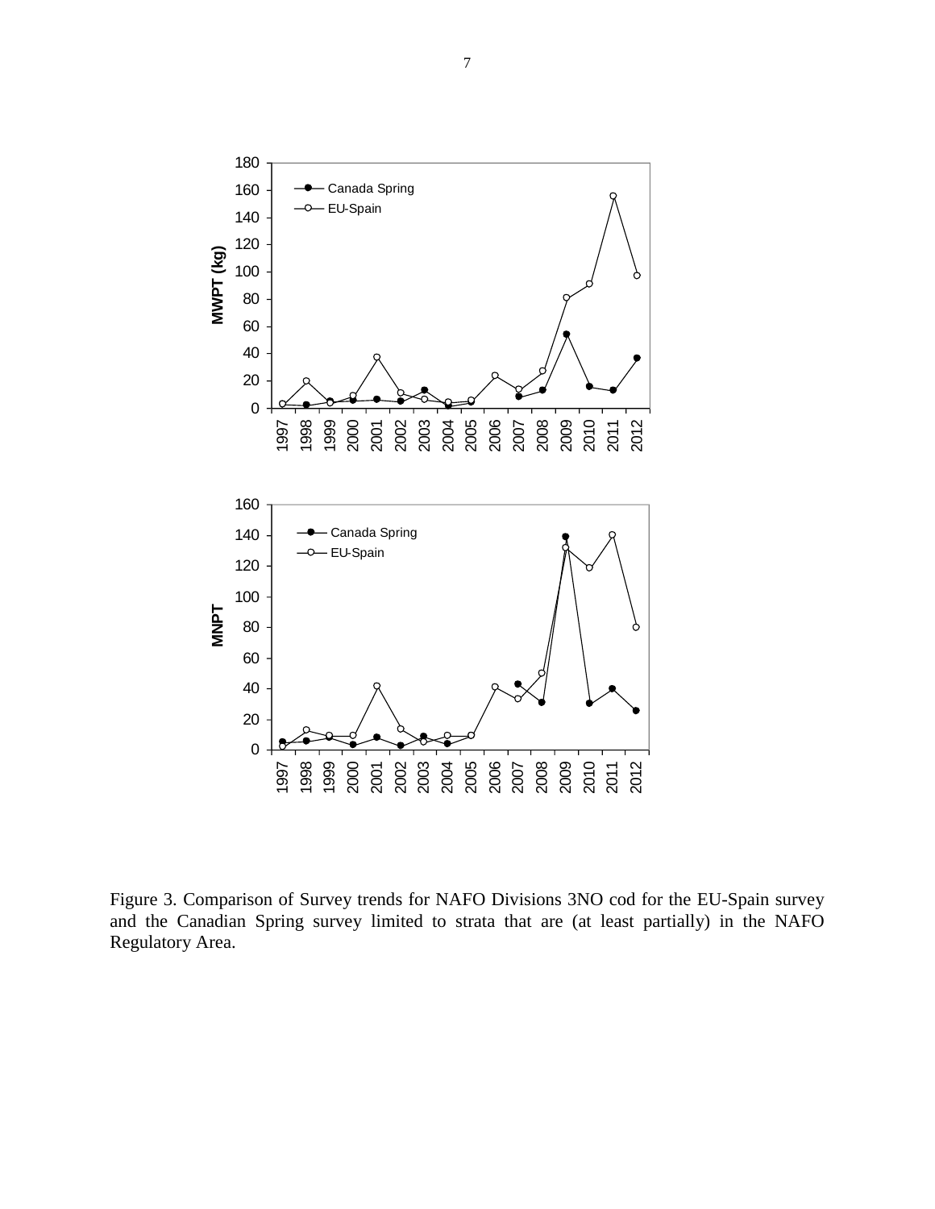Figure 3. Comparison of Survey trends for NAFO Divisions 3NO cod for the EU-Spain survey and the Canadian Spring survey limited to strata that are (at least partially) in the NAFO Regulatory Area.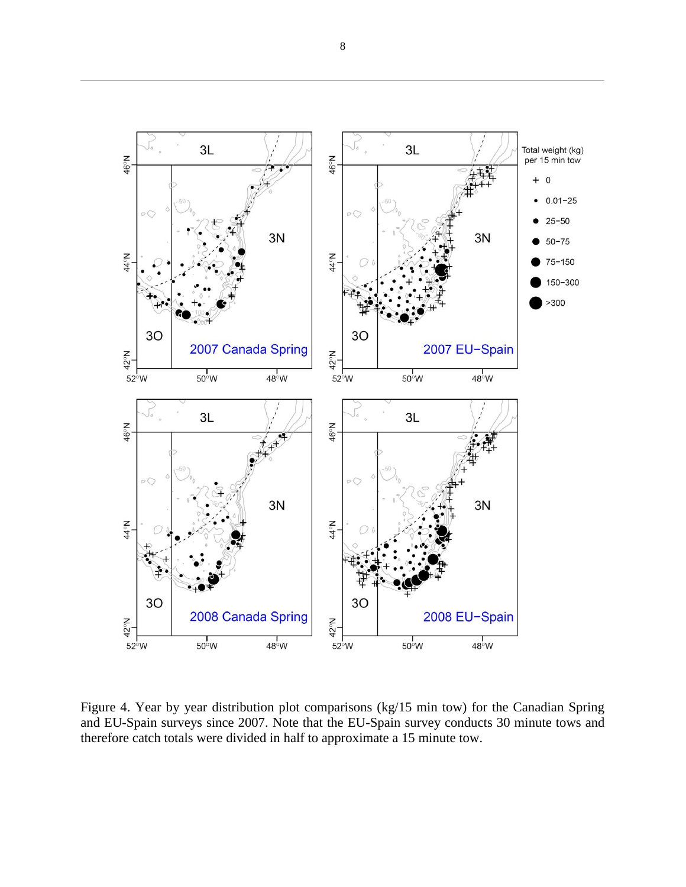Figure 4. Year by year distribution plot comparisons (kg/15 min tow) for the Canadian Spring and EU-Spain surveys since 2007. Note that the EU-Spain survey conducts 30 minute tows and therefore catch totals were divided in half to approximate a 15 minute tow.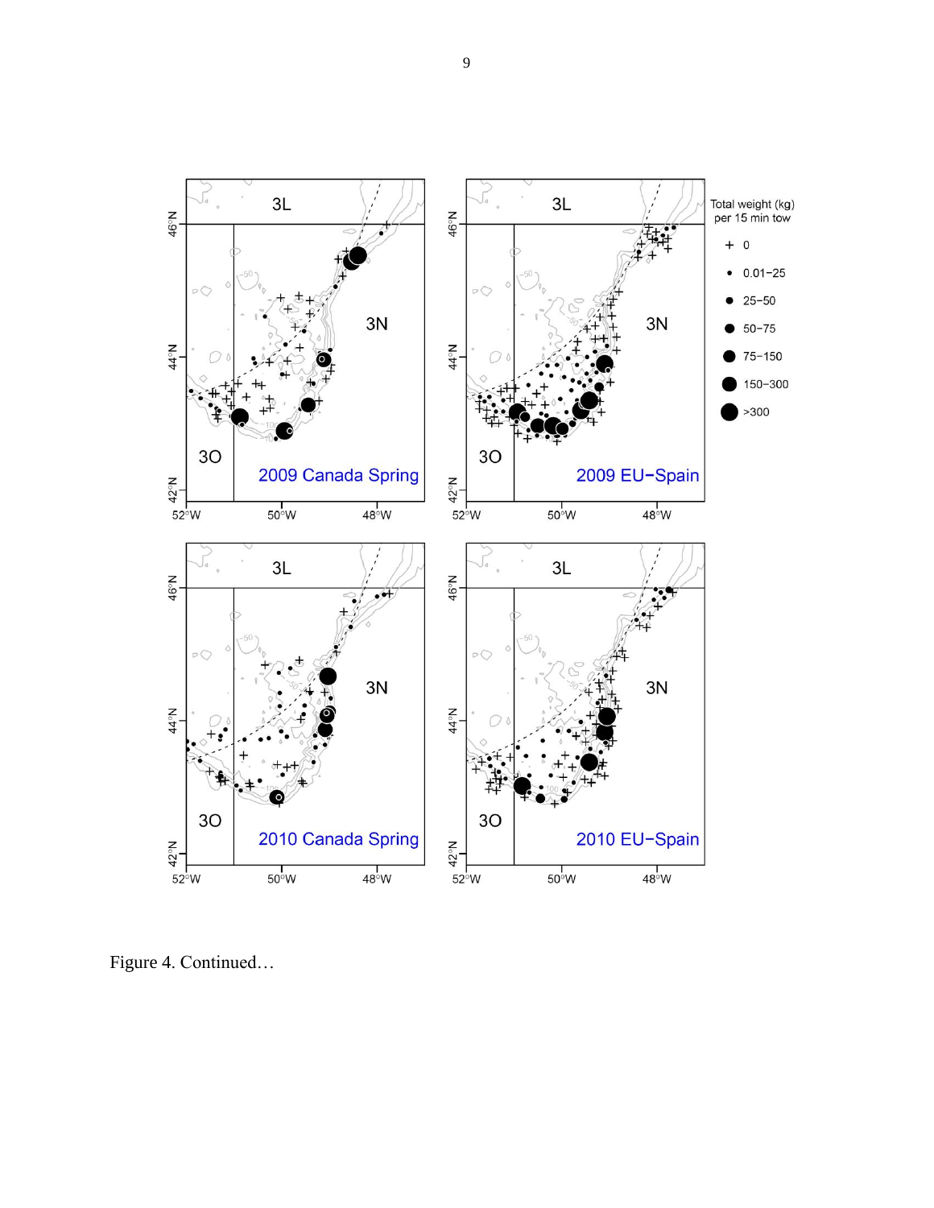Figure 4. Continued…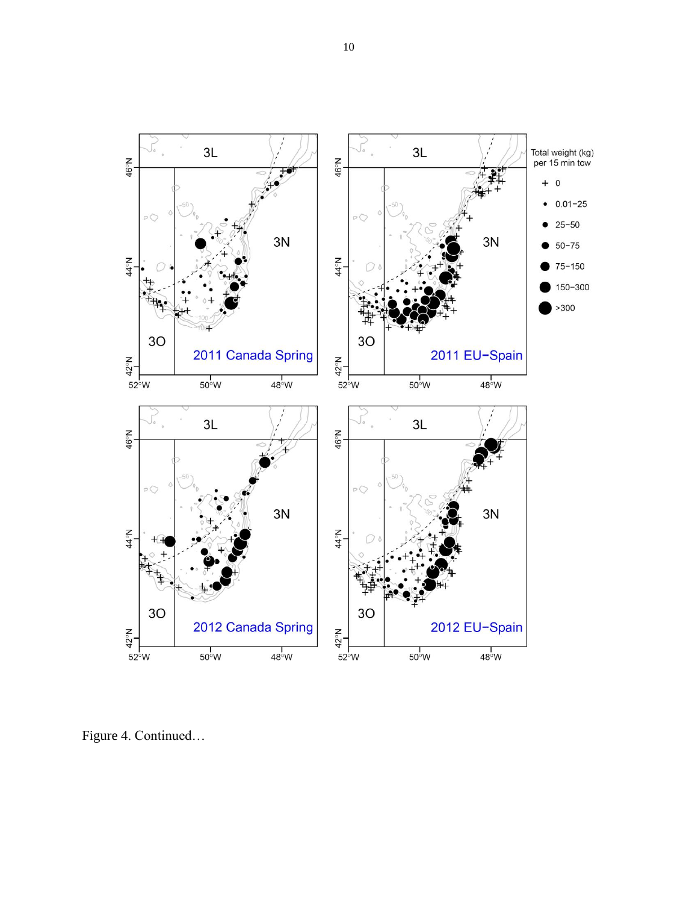Figure 4. Continued…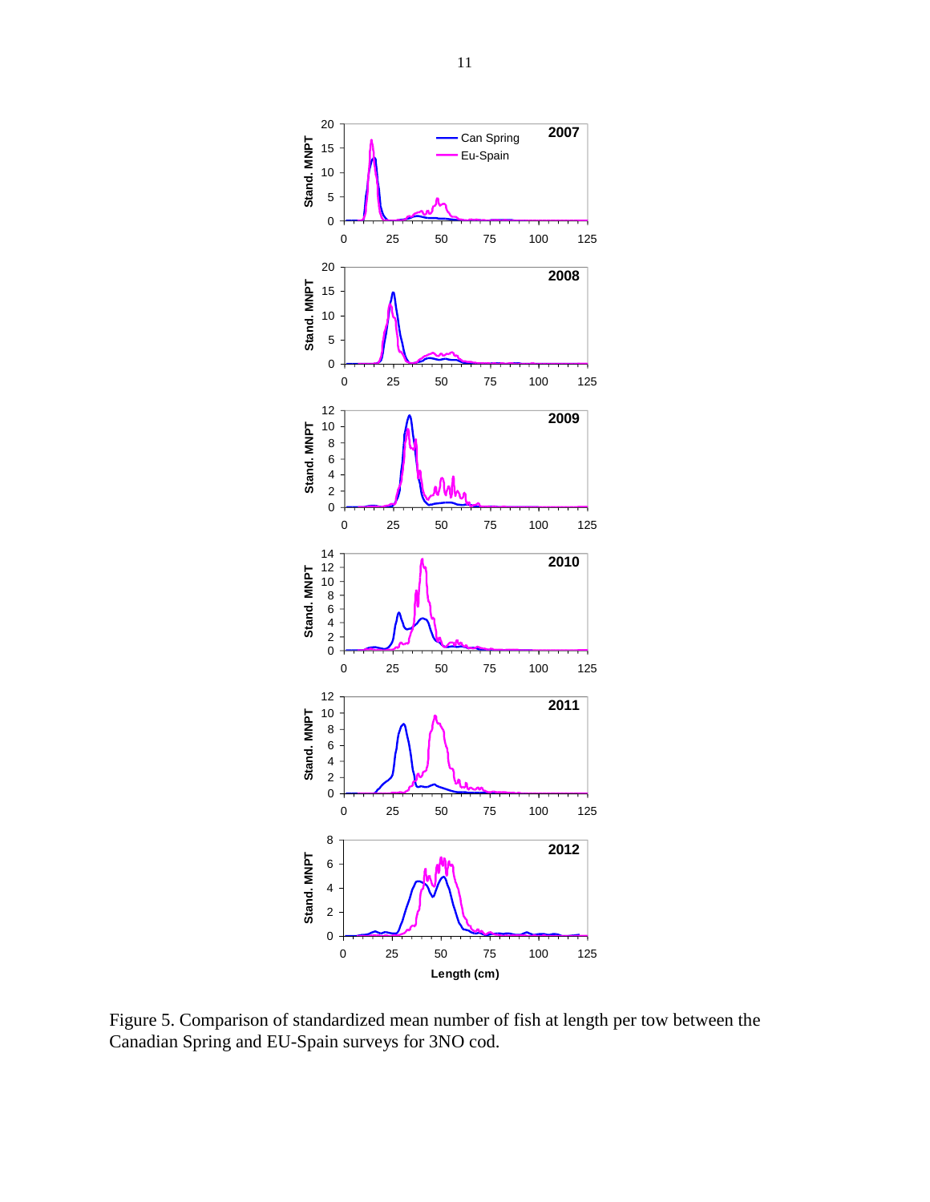Stand. MNPT

2007

Can Spring

Eu-Spain

20
15
10
5
0

0 25 50 75 100 125

2008

20
15
10
5
0

0 25 50 75 100 125

2009

12
10
8
6
4
2
0

0 25 50 75 100 125

2010

14
12
10
8
6
4
2
0

0 25 50 75 100 125

2011

12
10
8
6
4
2
0

0 25 50 75 100 125

2012

8
6
4
2
0

0 25 50 75 100 125

Length (cm)

Figure 5. Comparison of standardized mean number of fish at length per tow between the Canadian Spring and EU-Spain surveys for 3NO cod.